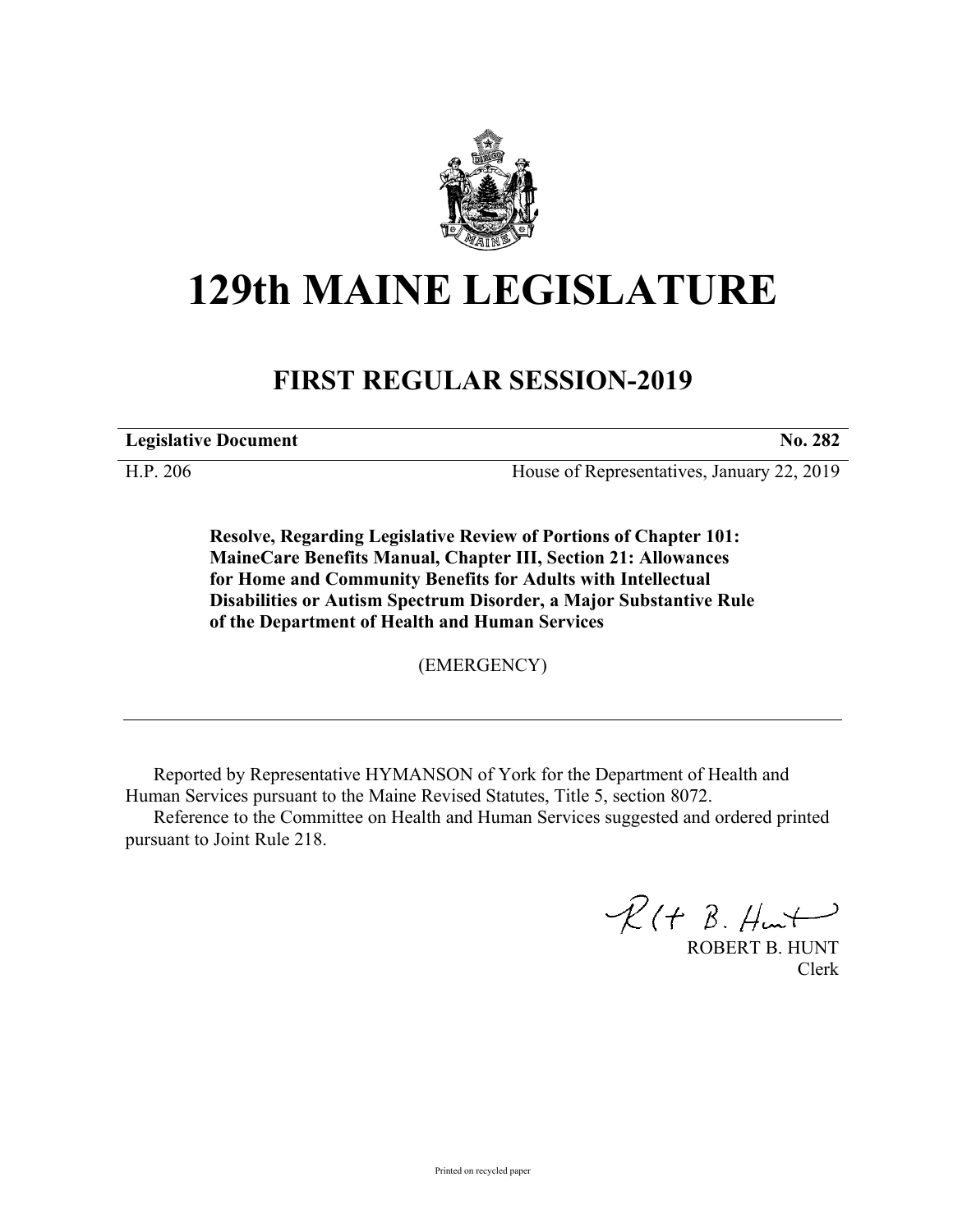# 129th MAINE LEGISLATURE

## FIRST REGULAR SESSION-2019

| **Legislative Document** | **No. 282** |
|---|---|
| H.P. 206 | House of Representatives, January 22, 2019 |

**Resolve, Regarding Legislative Review of Portions of Chapter 101: MaineCare Benefits Manual, Chapter III, Section 21: Allowances for Home and Community Benefits for Adults with Intellectual Disabilities or Autism Spectrum Disorder, a Major Substantive Rule of the Department of Health and Human Services**

(EMERGENCY)

---

Reported by Representative HYMANSON of York for the Department of Health and Human Services pursuant to the Maine Revised Statutes, Title 5, section 8072.

Reference to the Committee on Health and Human Services suggested and ordered printed pursuant to Joint Rule 218.

ROBERT B. HUNT
Clerk

Printed on recycled paper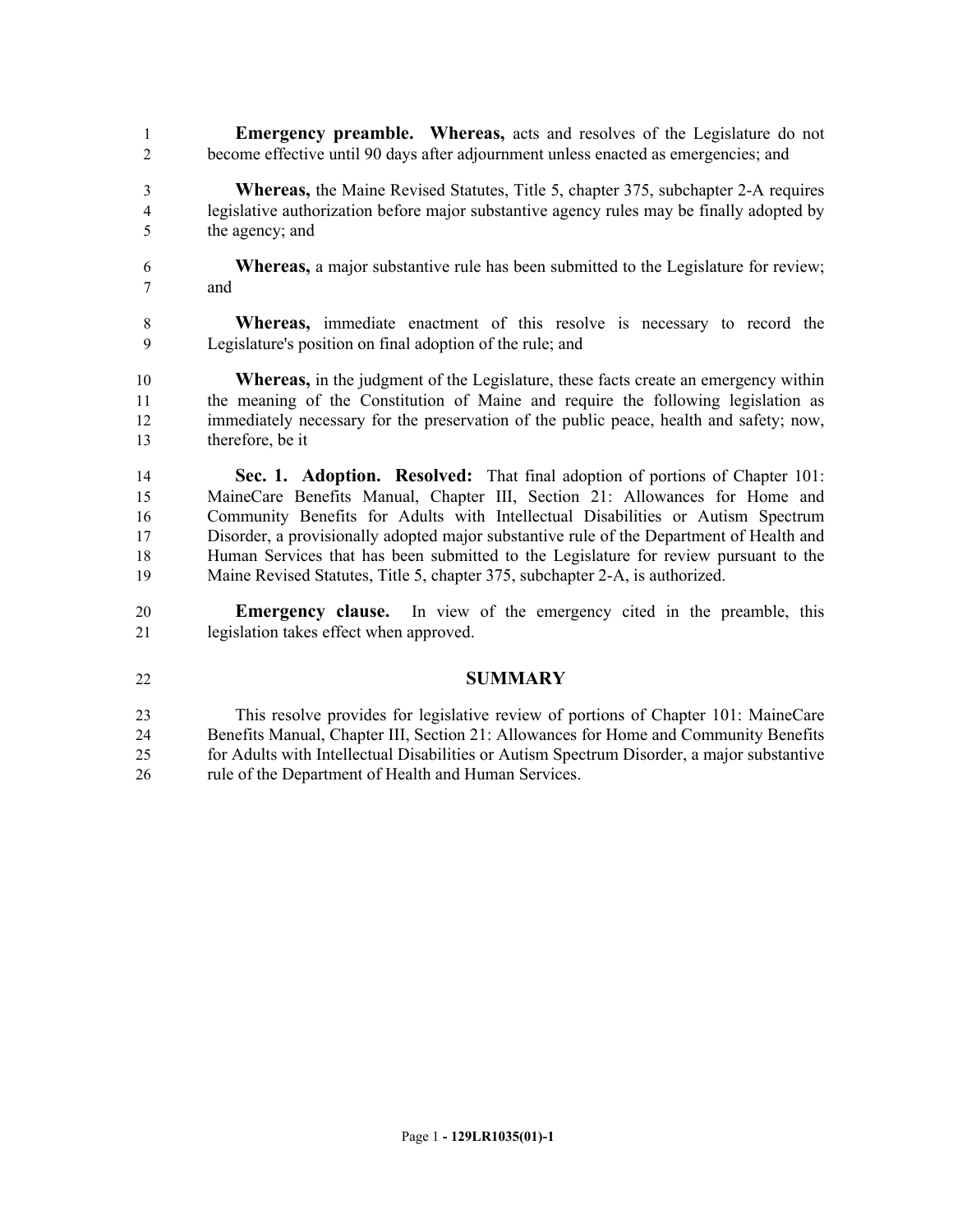**Emergency preamble.** **Whereas,** acts and resolves of the Legislature do not become effective until 90 days after adjournment unless enacted as emergencies; and

**Whereas,** the Maine Revised Statutes, Title 5, chapter 375, subchapter 2-A requires legislative authorization before major substantive agency rules may be finally adopted by the agency; and

**Whereas,** a major substantive rule has been submitted to the Legislature for review; and

**Whereas,** immediate enactment of this resolve is necessary to record the Legislature's position on final adoption of the rule; and

**Whereas,** in the judgment of the Legislature, these facts create an emergency within the meaning of the Constitution of Maine and require the following legislation as immediately necessary for the preservation of the public peace, health and safety; now, therefore, be it

**Sec. 1. Adoption. Resolved:** That final adoption of portions of Chapter 101: MaineCare Benefits Manual, Chapter III, Section 21: Allowances for Home and Community Benefits for Adults with Intellectual Disabilities or Autism Spectrum Disorder, a provisionally adopted major substantive rule of the Department of Health and Human Services that has been submitted to the Legislature for review pursuant to the Maine Revised Statutes, Title 5, chapter 375, subchapter 2-A, is authorized.

**Emergency clause.** In view of the emergency cited in the preamble, this legislation takes effect when approved.

## SUMMARY

This resolve provides for legislative review of portions of Chapter 101: MaineCare Benefits Manual, Chapter III, Section 21: Allowances for Home and Community Benefits for Adults with Intellectual Disabilities or Autism Spectrum Disorder, a major substantive rule of the Department of Health and Human Services.